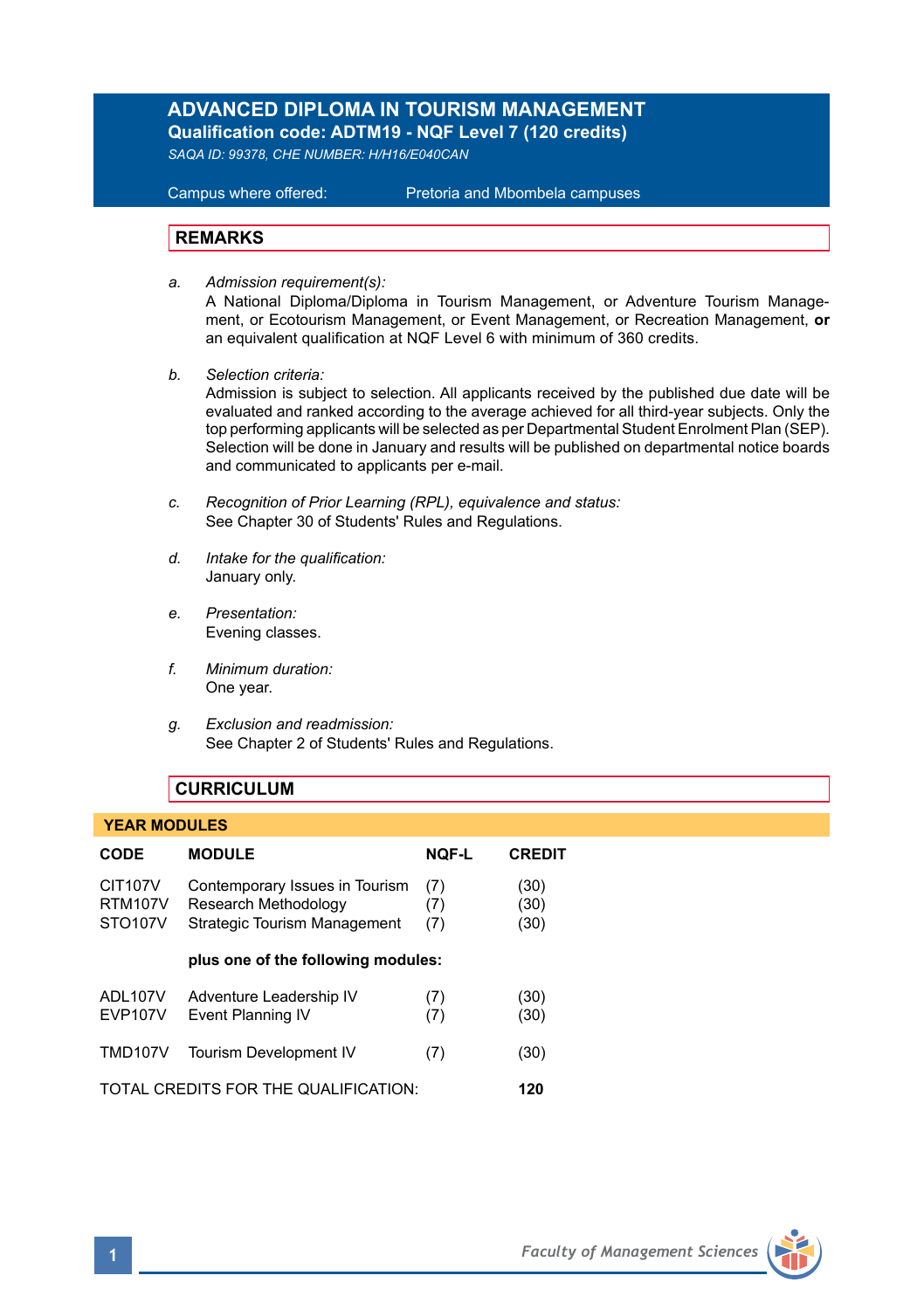# ADVANCED DIPLOMA IN TOURISM MANAGEMENT

**Qualification code: ADTM19 - NQF Level 7 (120 credits)**

*SAQA ID: 99378, CHE NUMBER: H/H16/E040CAN*

Campus where offered: Pretoria and Mbombela campuses

## REMARKS

a. *Admission requirement(s):*
A National Diploma/Diploma in Tourism Management, or Adventure Tourism Management, or Ecotourism Management, or Event Management, or Recreation Management, **or** an equivalent qualification at NQF Level 6 with minimum of 360 credits.

b. *Selection criteria:*
Admission is subject to selection. All applicants received by the published due date will be evaluated and ranked according to the average achieved for all third-year subjects. Only the top performing applicants will be selected as per Departmental Student Enrolment Plan (SEP). Selection will be done in January and results will be published on departmental notice boards and communicated to applicants per e-mail.

c. *Recognition of Prior Learning (RPL), equivalence and status:*
See Chapter 30 of Students' Rules and Regulations.

d. *Intake for the qualification:*
January only.

e. *Presentation:*
Evening classes.

f. *Minimum duration:*
One year.

g. *Exclusion and readmission:*
See Chapter 2 of Students' Rules and Regulations.

## CURRICULUM

### YEAR MODULES

| CODE | MODULE | NQF-L | CREDIT |
|---|---|---|---|
| CIT107V | Contemporary Issues in Tourism | (7) | (30) |
| RTM107V | Research Methodology | (7) | (30) |
| STO107V | Strategic Tourism Management | (7) | (30) |
| | **plus one of the following modules:** | | |
| ADL107V | Adventure Leadership IV | (7) | (30) |
| EVP107V | Event Planning IV | (7) | (30) |
| TMD107V | Tourism Development IV | (7) | (30) |
| TOTAL CREDITS FOR THE QUALIFICATION: | | | **120** |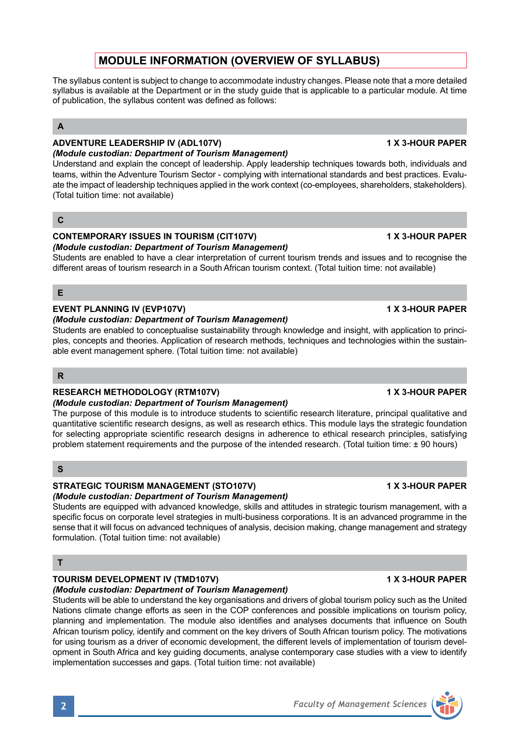# MODULE INFORMATION (OVERVIEW OF SYLLABUS)

The syllabus content is subject to change to accommodate industry changes. Please note that a more detailed syllabus is available at the Department or in the study guide that is applicable to a particular module. At time of publication, the syllabus content was defined as follows:

## A

### ADVENTURE LEADERSHIP IV (ADL107V) — 1 X 3-HOUR PAPER

***(Module custodian: Department of Tourism Management)***

Understand and explain the concept of leadership. Apply leadership techniques towards both, individuals and teams, within the Adventure Tourism Sector - complying with international standards and best practices. Evaluate the impact of leadership techniques applied in the work context (co-employees, shareholders, stakeholders). (Total tuition time: not available)

## C

### CONTEMPORARY ISSUES IN TOURISM (CIT107V) — 1 X 3-HOUR PAPER

***(Module custodian: Department of Tourism Management)***

Students are enabled to have a clear interpretation of current tourism trends and issues and to recognise the different areas of tourism research in a South African tourism context. (Total tuition time: not available)

## E

### EVENT PLANNING IV (EVP107V) — 1 X 3-HOUR PAPER

***(Module custodian: Department of Tourism Management)***

Students are enabled to conceptualise sustainability through knowledge and insight, with application to principles, concepts and theories. Application of research methods, techniques and technologies within the sustainable event management sphere. (Total tuition time: not available)

## R

### RESEARCH METHODOLOGY (RTM107V) — 1 X 3-HOUR PAPER

***(Module custodian: Department of Tourism Management)***

The purpose of this module is to introduce students to scientific research literature, principal qualitative and quantitative scientific research designs, as well as research ethics. This module lays the strategic foundation for selecting appropriate scientific research designs in adherence to ethical research principles, satisfying problem statement requirements and the purpose of the intended research. (Total tuition time: ± 90 hours)

## S

### STRATEGIC TOURISM MANAGEMENT (STO107V) — 1 X 3-HOUR PAPER

***(Module custodian: Department of Tourism Management)***

Students are equipped with advanced knowledge, skills and attitudes in strategic tourism management, with a specific focus on corporate level strategies in multi-business corporations. It is an advanced programme in the sense that it will focus on advanced techniques of analysis, decision making, change management and strategy formulation. (Total tuition time: not available)

## T

### TOURISM DEVELOPMENT IV (TMD107V) — 1 X 3-HOUR PAPER

***(Module custodian: Department of Tourism Management)***

Students will be able to understand the key organisations and drivers of global tourism policy such as the United Nations climate change efforts as seen in the COP conferences and possible implications on tourism policy, planning and implementation. The module also identifies and analyses documents that influence on South African tourism policy, identify and comment on the key drivers of South African tourism policy. The motivations for using tourism as a driver of economic development, the different levels of implementation of tourism development in South Africa and key guiding documents, analyse contemporary case studies with a view to identify implementation successes and gaps. (Total tuition time: not available)